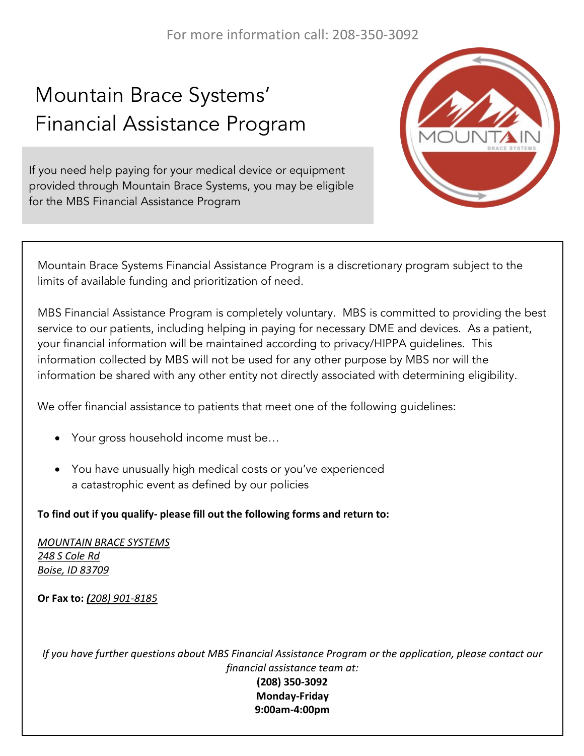For more information call: 208-350-3092

# Mountain Brace Systems' Financial Assistance Program

If you need help paying for your medical device or equipment provided through Mountain Brace Systems, you may be eligible for the MBS Financial Assistance Program

Mountain Brace Systems Financial Assistance Program is a discretionary program subject to the limits of available funding and prioritization of need.

MBS Financial Assistance Program is completely voluntary. MBS is committed to providing the best service to our patients, including helping in paying for necessary DME and devices. As a patient, your financial information will be maintained according to privacy/HIPPA guidelines. This information collected by MBS will not be used for any other purpose by MBS nor will the information be shared with any other entity not directly associated with determining eligibility.

We offer financial assistance to patients that meet one of the following guidelines:

- Your gross household income must be…
- You have unusually high medical costs or you've experienced a catastrophic event as defined by our policies

**To find out if you qualify- please fill out the following forms and return to:**

*MOUNTAIN BRACE SYSTEMS*
*248 S Cole Rd*
*Boise, ID 83709*

**Or Fax to:** *(208) 901-8185*

*If you have further questions about MBS Financial Assistance Program or the application, please contact our financial assistance team at:*

**(208) 350-3092**
**Monday-Friday**
**9:00am-4:00pm**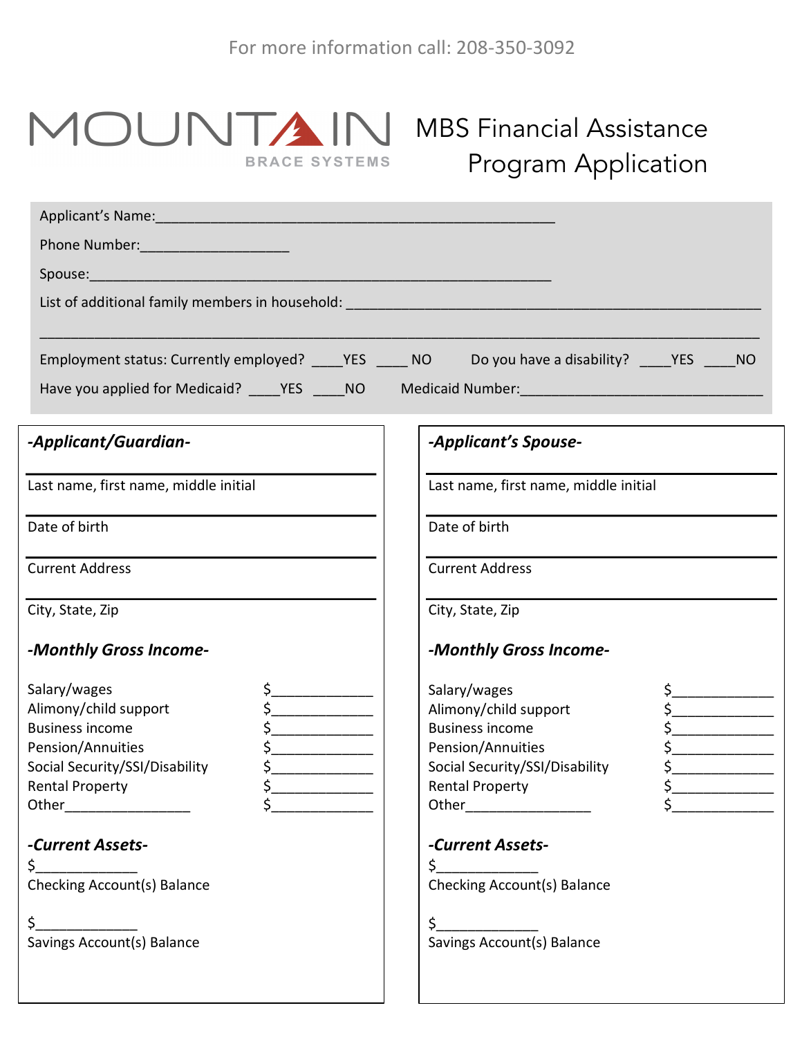For more information call: 208-350-3092

MOUNTAIN BRACE SYSTEMS

# MBS Financial Assistance Program Application

Applicant's Name:___________________________________________________

Phone Number:___________________

Spouse:____________________________________________________________

List of additional family members in household: ______________________________________________________

_____________________________________________________________________________________________

Employment status: Currently employed? ____YES ____ NO      Do you have a disability? ____YES ____NO

Have you applied for Medicaid? ____YES ____NO      Medicaid Number:______________________________

## -Applicant/Guardian-

_____________________________________________
Last name, first name, middle initial

_____________________________________________
Date of birth

_____________________________________________
Current Address

_____________________________________________
City, State, Zip

### -Monthly Gross Income-

| | |
|---|---|
| Salary/wages | $_____________ |
| Alimony/child support | $_____________ |
| Business income | $_____________ |
| Pension/Annuities | $_____________ |
| Social Security/SSI/Disability | $_____________ |
| Rental Property | $_____________ |
| Other________________ | $_____________ |

### -Current Assets-

$_____________
Checking Account(s) Balance

$_____________
Savings Account(s) Balance

## -Applicant's Spouse-

_____________________________________________
Last name, first name, middle initial

_____________________________________________
Date of birth

_____________________________________________
Current Address

_____________________________________________
City, State, Zip

### -Monthly Gross Income-

| | |
|---|---|
| Salary/wages | $_____________ |
| Alimony/child support | $_____________ |
| Business income | $_____________ |
| Pension/Annuities | $_____________ |
| Social Security/SSI/Disability | $_____________ |
| Rental Property | $_____________ |
| Other________________ | $_____________ |

### -Current Assets-

$_____________
Checking Account(s) Balance

$_____________
Savings Account(s) Balance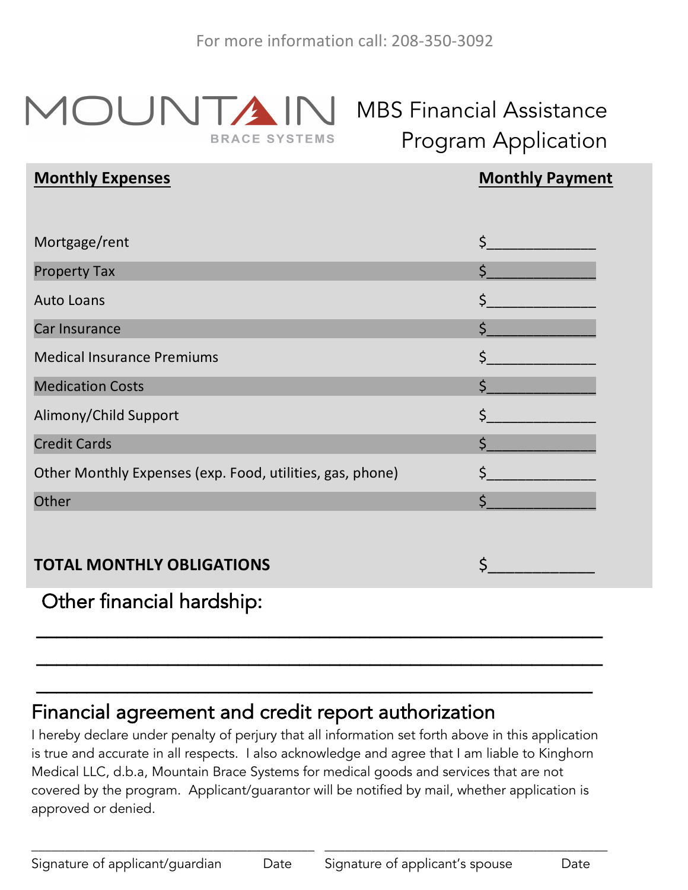For more information call: 208-350-3092

MOUNTAIN BRACE SYSTEMS

# MBS Financial Assistance Program Application

| **Monthly Expenses** | **Monthly Payment** |
|---|---|
| Mortgage/rent | $_____________ |
| Property Tax | $_____________ |
| Auto Loans | $_____________ |
| Car Insurance | $_____________ |
| Medical Insurance Premiums | $_____________ |
| Medication Costs | $_____________ |
| Alimony/Child Support | $_____________ |
| Credit Cards | $_____________ |
| Other Monthly Expenses (exp. Food, utilities, gas, phone) | $_____________ |
| Other | $_____________ |
| **TOTAL MONTHLY OBLIGATIONS** | $_____________ |

## Other financial hardship:

_______________________________________________________________

_______________________________________________________________

_______________________________________________________________

## Financial agreement and credit report authorization

I hereby declare under penalty of perjury that all information set forth above in this application is true and accurate in all respects. I also acknowledge and agree that I am liable to Kinghorn Medical LLC, d.b.a, Mountain Brace Systems for medical goods and services that are not covered by the program. Applicant/guarantor will be notified by mail, whether application is approved or denied.

_________________________________________ _________________________________________

Signature of applicant/guardian Date Signature of applicant's spouse Date